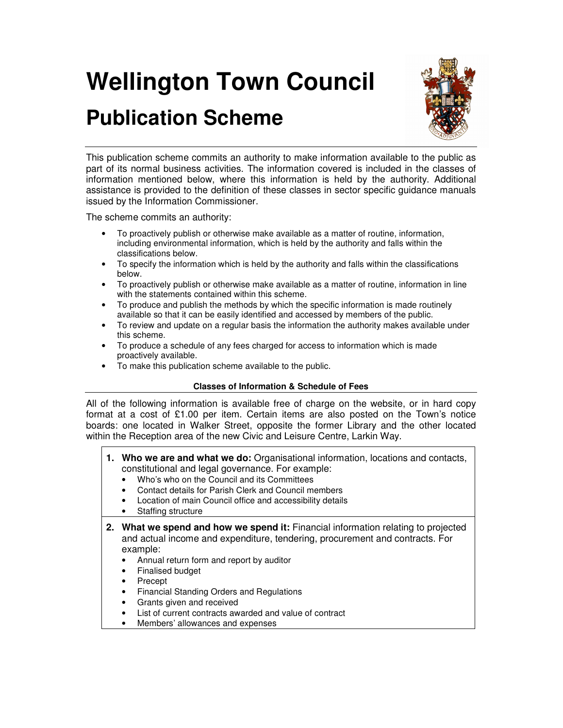# Wellington Town Council

## Publication Scheme

This publication scheme commits an authority to make information available to the public as part of its normal business activities. The information covered is included in the classes of information mentioned below, where this information is held by the authority. Additional assistance is provided to the definition of these classes in sector specific guidance manuals issued by the Information Commissioner.

The scheme commits an authority:

- To proactively publish or otherwise make available as a matter of routine, information, including environmental information, which is held by the authority and falls within the classifications below.
- To specify the information which is held by the authority and falls within the classifications below.
- To proactively publish or otherwise make available as a matter of routine, information in line with the statements contained within this scheme.
- To produce and publish the methods by which the specific information is made routinely available so that it can be easily identified and accessed by members of the public.
- To review and update on a regular basis the information the authority makes available under this scheme.
- To produce a schedule of any fees charged for access to information which is made proactively available.
- To make this publication scheme available to the public.

**Classes of Information & Schedule of Fees**

All of the following information is available free of charge on the website, or in hard copy format at a cost of £1.00 per item. Certain items are also posted on the Town's notice boards: one located in Walker Street, opposite the former Library and the other located within the Reception area of the new Civic and Leisure Centre, Larkin Way.

1. **Who we are and what we do:** Organisational information, locations and contacts, constitutional and legal governance. For example:
   - Who's who on the Council and its Committees
   - Contact details for Parish Clerk and Council members
   - Location of main Council office and accessibility details
   - Staffing structure
2. **What we spend and how we spend it:** Financial information relating to projected and actual income and expenditure, tendering, procurement and contracts. For example:
   - Annual return form and report by auditor
   - Finalised budget
   - Precept
   - Financial Standing Orders and Regulations
   - Grants given and received
   - List of current contracts awarded and value of contract
   - Members' allowances and expenses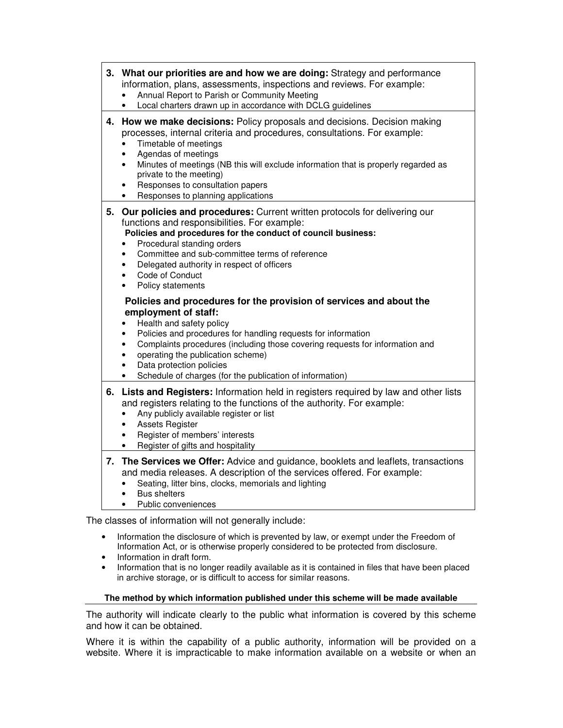**3. What our priorities are and how we are doing:** Strategy and performance information, plans, assessments, inspections and reviews. For example:

- Annual Report to Parish or Community Meeting
- Local charters drawn up in accordance with DCLG guidelines

**4. How we make decisions:** Policy proposals and decisions. Decision making processes, internal criteria and procedures, consultations. For example:

- Timetable of meetings
- Agendas of meetings
- Minutes of meetings (NB this will exclude information that is properly regarded as private to the meeting)
- Responses to consultation papers
- Responses to planning applications

**5. Our policies and procedures:** Current written protocols for delivering our functions and responsibilities. For example:

**Policies and procedures for the conduct of council business:**

- Procedural standing orders
- Committee and sub-committee terms of reference
- Delegated authority in respect of officers
- Code of Conduct
- Policy statements

**Policies and procedures for the provision of services and about the employment of staff:**

- Health and safety policy
- Policies and procedures for handling requests for information
- Complaints procedures (including those covering requests for information and
- operating the publication scheme)
- Data protection policies
- Schedule of charges (for the publication of information)

**6. Lists and Registers:** Information held in registers required by law and other lists and registers relating to the functions of the authority. For example:

- Any publicly available register or list
- Assets Register
- Register of members' interests
- Register of gifts and hospitality

**7. The Services we Offer:** Advice and guidance, booklets and leaflets, transactions and media releases. A description of the services offered. For example:

- Seating, litter bins, clocks, memorials and lighting
- Bus shelters
- Public conveniences

The classes of information will not generally include:

- Information the disclosure of which is prevented by law, or exempt under the Freedom of Information Act, or is otherwise properly considered to be protected from disclosure.
- Information in draft form.
- Information that is no longer readily available as it is contained in files that have been placed in archive storage, or is difficult to access for similar reasons.

**The method by which information published under this scheme will be made available**

The authority will indicate clearly to the public what information is covered by this scheme and how it can be obtained.

Where it is within the capability of a public authority, information will be provided on a website. Where it is impracticable to make information available on a website or when an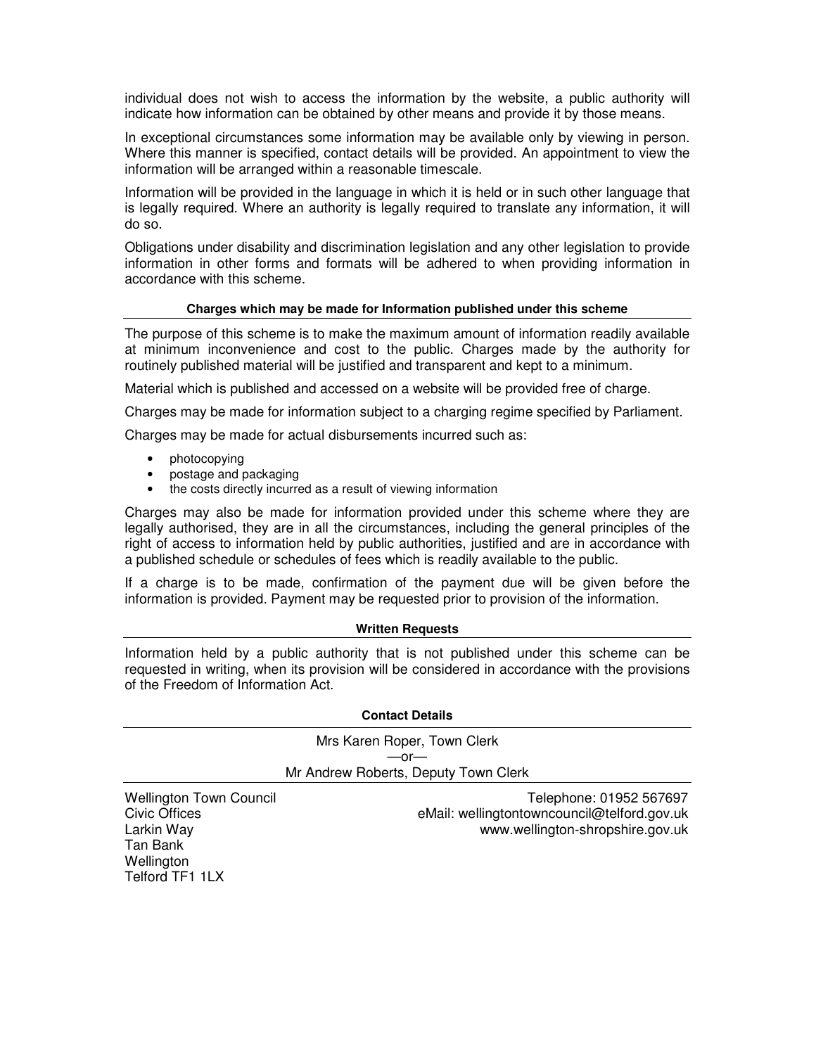individual does not wish to access the information by the website, a public authority will indicate how information can be obtained by other means and provide it by those means.

In exceptional circumstances some information may be available only by viewing in person. Where this manner is specified, contact details will be provided. An appointment to view the information will be arranged within a reasonable timescale.

Information will be provided in the language in which it is held or in such other language that is legally required. Where an authority is legally required to translate any information, it will do so.

Obligations under disability and discrimination legislation and any other legislation to provide information in other forms and formats will be adhered to when providing information in accordance with this scheme.

### Charges which may be made for Information published under this scheme

The purpose of this scheme is to make the maximum amount of information readily available at minimum inconvenience and cost to the public. Charges made by the authority for routinely published material will be justified and transparent and kept to a minimum.

Material which is published and accessed on a website will be provided free of charge.

Charges may be made for information subject to a charging regime specified by Parliament.

Charges may be made for actual disbursements incurred such as:

- photocopying
- postage and packaging
- the costs directly incurred as a result of viewing information

Charges may also be made for information provided under this scheme where they are legally authorised, they are in all the circumstances, including the general principles of the right of access to information held by public authorities, justified and are in accordance with a published schedule or schedules of fees which is readily available to the public.

If a charge is to be made, confirmation of the payment due will be given before the information is provided. Payment may be requested prior to provision of the information.

### Written Requests

Information held by a public authority that is not published under this scheme can be requested in writing, when its provision will be considered in accordance with the provisions of the Freedom of Information Act.

### Contact Details

Mrs Karen Roper, Town Clerk
—or—
Mr Andrew Roberts, Deputy Town Clerk

Wellington Town Council
Civic Offices
Larkin Way
Tan Bank
Wellington
Telford TF1 1LX

Telephone: 01952 567697
eMail: wellingtontowncouncil@telford.gov.uk
www.wellington-shropshire.gov.uk